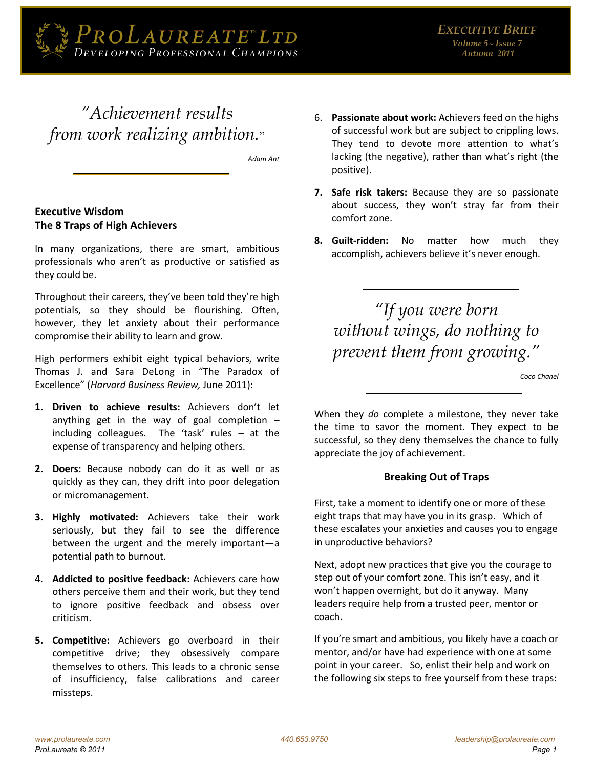*"Achievement results from work realizing ambition."*

Adam Ant

## Executive Wisdom
## The 8 Traps of High Achievers

In many organizations, there are smart, ambitious professionals who aren't as productive or satisfied as they could be.

Throughout their careers, they've been told they're high potentials, so they should be flourishing. Often, however, they let anxiety about their performance compromise their ability to learn and grow.

High performers exhibit eight typical behaviors, write Thomas J. and Sara DeLong in "The Paradox of Excellence" (*Harvard Business Review,* June 2011):

1. **Driven to achieve results:** Achievers don't let anything get in the way of goal completion – including colleagues. The 'task' rules – at the expense of transparency and helping others.
2. **Doers:** Because nobody can do it as well or as quickly as they can, they drift into poor delegation or micromanagement.
3. **Highly motivated:** Achievers take their work seriously, but they fail to see the difference between the urgent and the merely important—a potential path to burnout.
4. **Addicted to positive feedback:** Achievers care how others perceive them and their work, but they tend to ignore positive feedback and obsess over criticism.
5. **Competitive:** Achievers go overboard in their competitive drive; they obsessively compare themselves to others. This leads to a chronic sense of insufficiency, false calibrations and career missteps.
6. **Passionate about work:** Achievers feed on the highs of successful work but are subject to crippling lows. They tend to devote more attention to what's lacking (the negative), rather than what's right (the positive).
7. **Safe risk takers:** Because they are so passionate about success, they won't stray far from their comfort zone.
8. **Guilt-ridden:** No matter how much they accomplish, achievers believe it's never enough.

*"If you were born without wings, do nothing to prevent them from growing."*

Coco Chanel

When they *do* complete a milestone, they never take the time to savor the moment. They expect to be successful, so they deny themselves the chance to fully appreciate the joy of achievement.

### Breaking Out of Traps

First, take a moment to identify one or more of these eight traps that may have you in its grasp. Which of these escalates your anxieties and causes you to engage in unproductive behaviors?

Next, adopt new practices that give you the courage to step out of your comfort zone. This isn't easy, and it won't happen overnight, but do it anyway. Many leaders require help from a trusted peer, mentor or coach.

If you're smart and ambitious, you likely have a coach or mentor, and/or have had experience with one at some point in your career. So, enlist their help and work on the following six steps to free yourself from these traps: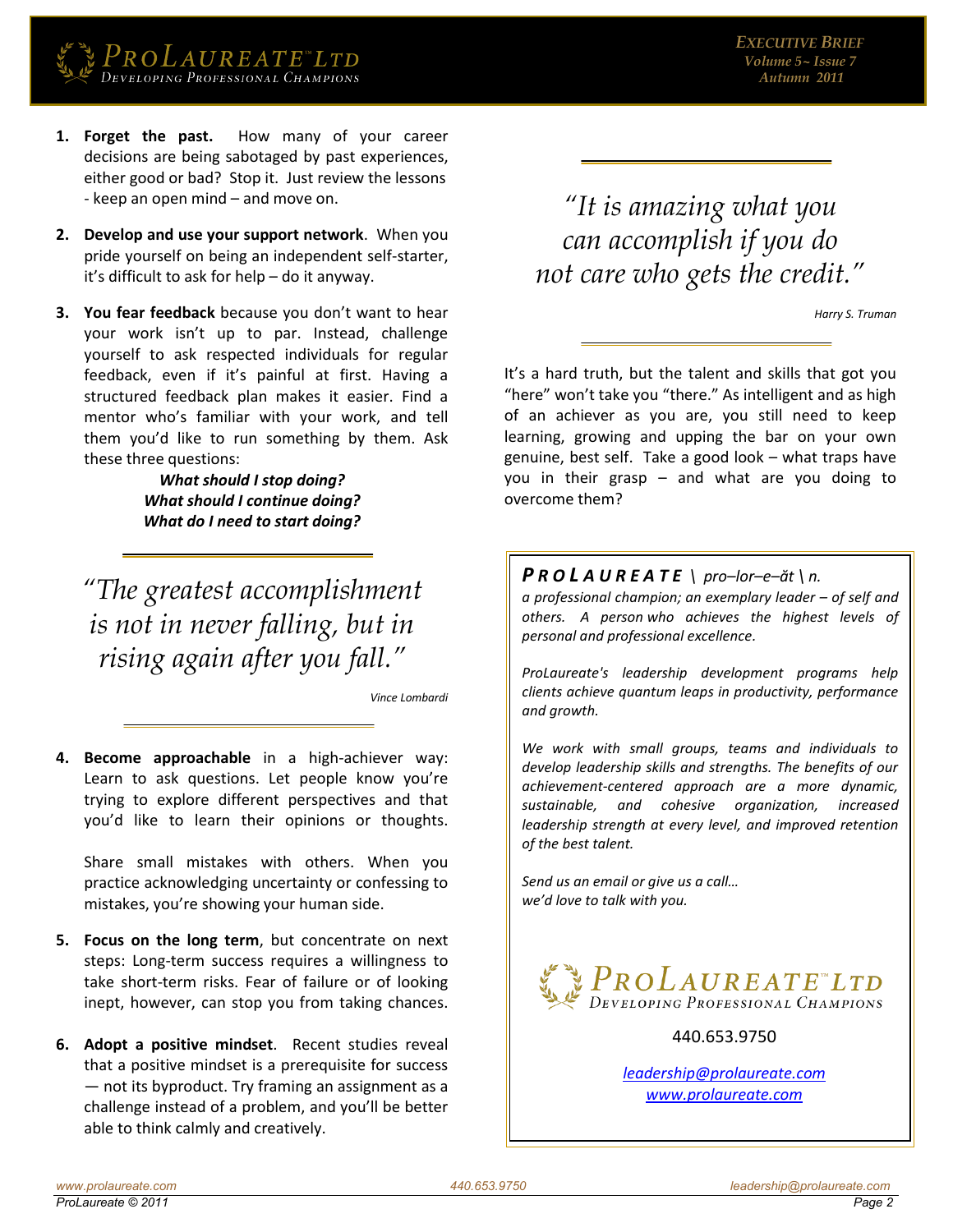1. **Forget the past.** How many of your career decisions are being sabotaged by past experiences, either good or bad? Stop it. Just review the lessons - keep an open mind – and move on.

2. **Develop and use your support network**. When you pride yourself on being an independent self-starter, it's difficult to ask for help – do it anyway.

3. **You fear feedback** because you don't want to hear your work isn't up to par. Instead, challenge yourself to ask respected individuals for regular feedback, even if it's painful at first. Having a structured feedback plan makes it easier. Find a mentor who's familiar with your work, and tell them you'd like to run something by them. Ask these three questions:

   ***What should I stop doing?***
   ***What should I continue doing?***
   ***What do I need to start doing?***

> *"The greatest accomplishment is not in never falling, but in rising again after you fall."*
>
> *Vince Lombardi*

4. **Become approachable** in a high-achiever way: Learn to ask questions. Let people know you're trying to explore different perspectives and that you'd like to learn their opinions or thoughts.

   Share small mistakes with others. When you practice acknowledging uncertainty or confessing to mistakes, you're showing your human side.

5. **Focus on the long term**, but concentrate on next steps: Long-term success requires a willingness to take short-term risks. Fear of failure or of looking inept, however, can stop you from taking chances.

6. **Adopt a positive mindset**. Recent studies reveal that a positive mindset is a prerequisite for success — not its byproduct. Try framing an assignment as a challenge instead of a problem, and you'll be better able to think calmly and creatively.

> *"It is amazing what you can accomplish if you do not care who gets the credit."*
>
> *Harry S. Truman*

It's a hard truth, but the talent and skills that got you "here" won't take you "there." As intelligent and as high of an achiever as you are, you still need to keep learning, growing and upping the bar on your own genuine, best self. Take a good look – what traps have you in their grasp – and what are you doing to overcome them?

***PROLAUREATE** \ pro–lor–e–ăt \ n.*
*a professional champion; an exemplary leader – of self and others. A person who achieves the highest levels of personal and professional excellence.*

*ProLaureate's leadership development programs help clients achieve quantum leaps in productivity, performance and growth.*

*We work with small groups, teams and individuals to develop leadership skills and strengths. The benefits of our achievement-centered approach are a more dynamic, sustainable, and cohesive organization, increased leadership strength at every level, and improved retention of the best talent.*

*Send us an email or give us a call…*
*we'd love to talk with you.*

ProLaureate™ Ltd
Developing Professional Champions

440.653.9750

leadership@prolaureate.com
www.prolaureate.com